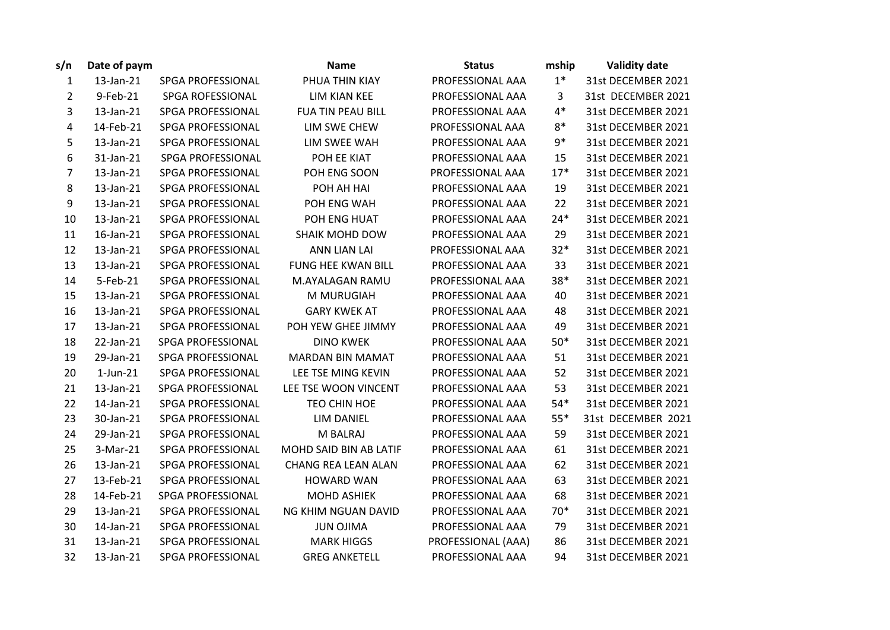| s/n | Date of paym | | Name | Status | mship | Validity date |
|---|---|---|---|---|---|---|
| 1 | 13-Jan-21 | SPGA PROFESSIONAL | PHUA THIN KIAY | PROFESSIONAL AAA | 1* | 31st DECEMBER 2021 |
| 2 | 9-Feb-21 | SPGA ROFESSIONAL | LIM KIAN KEE | PROFESSIONAL AAA | 3 | 31st DECEMBER 2021 |
| 3 | 13-Jan-21 | SPGA PROFESSIONAL | FUA TIN PEAU BILL | PROFESSIONAL AAA | 4* | 31st DECEMBER 2021 |
| 4 | 14-Feb-21 | SPGA PROFESSIONAL | LIM SWE CHEW | PROFESSIONAL AAA | 8* | 31st DECEMBER 2021 |
| 5 | 13-Jan-21 | SPGA PROFESSIONAL | LIM SWEE WAH | PROFESSIONAL AAA | 9* | 31st DECEMBER 2021 |
| 6 | 31-Jan-21 | SPGA PROFESSIONAL | POH EE KIAT | PROFESSIONAL AAA | 15 | 31st DECEMBER 2021 |
| 7 | 13-Jan-21 | SPGA PROFESSIONAL | POH ENG SOON | PROFESSIONAL AAA | 17* | 31st DECEMBER 2021 |
| 8 | 13-Jan-21 | SPGA PROFESSIONAL | POH AH HAI | PROFESSIONAL AAA | 19 | 31st DECEMBER 2021 |
| 9 | 13-Jan-21 | SPGA PROFESSIONAL | POH ENG WAH | PROFESSIONAL AAA | 22 | 31st DECEMBER 2021 |
| 10 | 13-Jan-21 | SPGA PROFESSIONAL | POH ENG HUAT | PROFESSIONAL AAA | 24* | 31st DECEMBER 2021 |
| 11 | 16-Jan-21 | SPGA PROFESSIONAL | SHAIK MOHD DOW | PROFESSIONAL AAA | 29 | 31st DECEMBER 2021 |
| 12 | 13-Jan-21 | SPGA PROFESSIONAL | ANN LIAN LAI | PROFESSIONAL AAA | 32* | 31st DECEMBER 2021 |
| 13 | 13-Jan-21 | SPGA PROFESSIONAL | FUNG HEE KWAN BILL | PROFESSIONAL AAA | 33 | 31st DECEMBER 2021 |
| 14 | 5-Feb-21 | SPGA PROFESSIONAL | M.AYALAGAN RAMU | PROFESSIONAL AAA | 38* | 31st DECEMBER 2021 |
| 15 | 13-Jan-21 | SPGA PROFESSIONAL | M MURUGIAH | PROFESSIONAL AAA | 40 | 31st DECEMBER 2021 |
| 16 | 13-Jan-21 | SPGA PROFESSIONAL | GARY KWEK AT | PROFESSIONAL AAA | 48 | 31st DECEMBER 2021 |
| 17 | 13-Jan-21 | SPGA PROFESSIONAL | POH YEW GHEE JIMMY | PROFESSIONAL AAA | 49 | 31st DECEMBER 2021 |
| 18 | 22-Jan-21 | SPGA PROFESSIONAL | DINO KWEK | PROFESSIONAL AAA | 50* | 31st DECEMBER 2021 |
| 19 | 29-Jan-21 | SPGA PROFESSIONAL | MARDAN BIN MAMAT | PROFESSIONAL AAA | 51 | 31st DECEMBER 2021 |
| 20 | 1-Jun-21 | SPGA PROFESSIONAL | LEE TSE MING KEVIN | PROFESSIONAL AAA | 52 | 31st DECEMBER 2021 |
| 21 | 13-Jan-21 | SPGA PROFESSIONAL | LEE TSE WOON VINCENT | PROFESSIONAL AAA | 53 | 31st DECEMBER 2021 |
| 22 | 14-Jan-21 | SPGA PROFESSIONAL | TEO CHIN HOE | PROFESSIONAL AAA | 54* | 31st DECEMBER 2021 |
| 23 | 30-Jan-21 | SPGA PROFESSIONAL | LIM DANIEL | PROFESSIONAL AAA | 55* | 31st DECEMBER 2021 |
| 24 | 29-Jan-21 | SPGA PROFESSIONAL | M BALRAJ | PROFESSIONAL AAA | 59 | 31st DECEMBER 2021 |
| 25 | 3-Mar-21 | SPGA PROFESSIONAL | MOHD SAID BIN AB LATIF | PROFESSIONAL AAA | 61 | 31st DECEMBER 2021 |
| 26 | 13-Jan-21 | SPGA PROFESSIONAL | CHANG REA LEAN ALAN | PROFESSIONAL AAA | 62 | 31st DECEMBER 2021 |
| 27 | 13-Feb-21 | SPGA PROFESSIONAL | HOWARD WAN | PROFESSIONAL AAA | 63 | 31st DECEMBER 2021 |
| 28 | 14-Feb-21 | SPGA PROFESSIONAL | MOHD ASHIEK | PROFESSIONAL AAA | 68 | 31st DECEMBER 2021 |
| 29 | 13-Jan-21 | SPGA PROFESSIONAL | NG KHIM NGUAN DAVID | PROFESSIONAL AAA | 70* | 31st DECEMBER 2021 |
| 30 | 14-Jan-21 | SPGA PROFESSIONAL | JUN OJIMA | PROFESSIONAL AAA | 79 | 31st DECEMBER 2021 |
| 31 | 13-Jan-21 | SPGA PROFESSIONAL | MARK HIGGS | PROFESSIONAL (AAA) | 86 | 31st DECEMBER 2021 |
| 32 | 13-Jan-21 | SPGA PROFESSIONAL | GREG ANKETELL | PROFESSIONAL AAA | 94 | 31st DECEMBER 2021 |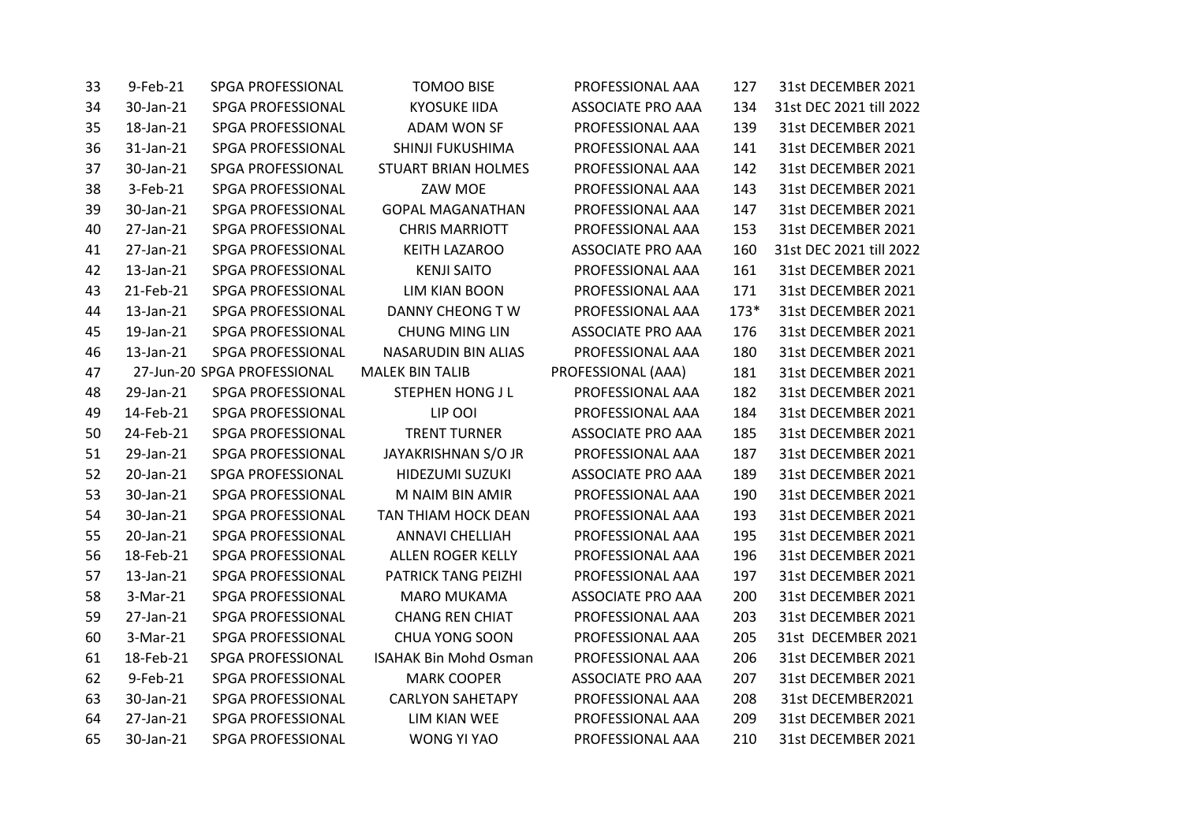| | | | | | | |
|---|---|---|---|---|---|---|
| 33 | 9-Feb-21 | SPGA PROFESSIONAL | TOMOO BISE | PROFESSIONAL AAA | 127 | 31st DECEMBER 2021 |
| 34 | 30-Jan-21 | SPGA PROFESSIONAL | KYOSUKE IIDA | ASSOCIATE PRO AAA | 134 | 31st DEC 2021 till 2022 |
| 35 | 18-Jan-21 | SPGA PROFESSIONAL | ADAM WON SF | PROFESSIONAL AAA | 139 | 31st DECEMBER 2021 |
| 36 | 31-Jan-21 | SPGA PROFESSIONAL | SHINJI FUKUSHIMA | PROFESSIONAL AAA | 141 | 31st DECEMBER 2021 |
| 37 | 30-Jan-21 | SPGA PROFESSIONAL | STUART BRIAN HOLMES | PROFESSIONAL AAA | 142 | 31st DECEMBER 2021 |
| 38 | 3-Feb-21 | SPGA PROFESSIONAL | ZAW MOE | PROFESSIONAL AAA | 143 | 31st DECEMBER 2021 |
| 39 | 30-Jan-21 | SPGA PROFESSIONAL | GOPAL MAGANATHAN | PROFESSIONAL AAA | 147 | 31st DECEMBER 2021 |
| 40 | 27-Jan-21 | SPGA PROFESSIONAL | CHRIS MARRIOTT | PROFESSIONAL AAA | 153 | 31st DECEMBER 2021 |
| 41 | 27-Jan-21 | SPGA PROFESSIONAL | KEITH LAZAROO | ASSOCIATE PRO AAA | 160 | 31st DEC 2021 till 2022 |
| 42 | 13-Jan-21 | SPGA PROFESSIONAL | KENJI SAITO | PROFESSIONAL AAA | 161 | 31st DECEMBER 2021 |
| 43 | 21-Feb-21 | SPGA PROFESSIONAL | LIM KIAN BOON | PROFESSIONAL AAA | 171 | 31st DECEMBER 2021 |
| 44 | 13-Jan-21 | SPGA PROFESSIONAL | DANNY CHEONG T W | PROFESSIONAL AAA | 173* | 31st DECEMBER 2021 |
| 45 | 19-Jan-21 | SPGA PROFESSIONAL | CHUNG MING LIN | ASSOCIATE PRO AAA | 176 | 31st DECEMBER 2021 |
| 46 | 13-Jan-21 | SPGA PROFESSIONAL | NASARUDIN BIN ALIAS | PROFESSIONAL AAA | 180 | 31st DECEMBER 2021 |
| 47 | 27-Jun-20 | SPGA PROFESSIONAL | MALEK BIN TALIB | PROFESSIONAL (AAA) | 181 | 31st DECEMBER 2021 |
| 48 | 29-Jan-21 | SPGA PROFESSIONAL | STEPHEN HONG J L | PROFESSIONAL AAA | 182 | 31st DECEMBER 2021 |
| 49 | 14-Feb-21 | SPGA PROFESSIONAL | LIP OOI | PROFESSIONAL AAA | 184 | 31st DECEMBER 2021 |
| 50 | 24-Feb-21 | SPGA PROFESSIONAL | TRENT TURNER | ASSOCIATE PRO AAA | 185 | 31st DECEMBER 2021 |
| 51 | 29-Jan-21 | SPGA PROFESSIONAL | JAYAKRISHNAN S/O JR | PROFESSIONAL AAA | 187 | 31st DECEMBER 2021 |
| 52 | 20-Jan-21 | SPGA PROFESSIONAL | HIDEZUMI SUZUKI | ASSOCIATE PRO AAA | 189 | 31st DECEMBER 2021 |
| 53 | 30-Jan-21 | SPGA PROFESSIONAL | M NAIM BIN AMIR | PROFESSIONAL AAA | 190 | 31st DECEMBER 2021 |
| 54 | 30-Jan-21 | SPGA PROFESSIONAL | TAN THIAM HOCK DEAN | PROFESSIONAL AAA | 193 | 31st DECEMBER 2021 |
| 55 | 20-Jan-21 | SPGA PROFESSIONAL | ANNAVI CHELLIAH | PROFESSIONAL AAA | 195 | 31st DECEMBER 2021 |
| 56 | 18-Feb-21 | SPGA PROFESSIONAL | ALLEN ROGER KELLY | PROFESSIONAL AAA | 196 | 31st DECEMBER 2021 |
| 57 | 13-Jan-21 | SPGA PROFESSIONAL | PATRICK TANG PEIZHI | PROFESSIONAL AAA | 197 | 31st DECEMBER 2021 |
| 58 | 3-Mar-21 | SPGA PROFESSIONAL | MARO MUKAMA | ASSOCIATE PRO AAA | 200 | 31st DECEMBER 2021 |
| 59 | 27-Jan-21 | SPGA PROFESSIONAL | CHANG REN CHIAT | PROFESSIONAL AAA | 203 | 31st DECEMBER 2021 |
| 60 | 3-Mar-21 | SPGA PROFESSIONAL | CHUA YONG SOON | PROFESSIONAL AAA | 205 | 31st DECEMBER 2021 |
| 61 | 18-Feb-21 | SPGA PROFESSIONAL | ISAHAK Bin Mohd Osman | PROFESSIONAL AAA | 206 | 31st DECEMBER 2021 |
| 62 | 9-Feb-21 | SPGA PROFESSIONAL | MARK COOPER | ASSOCIATE PRO AAA | 207 | 31st DECEMBER 2021 |
| 63 | 30-Jan-21 | SPGA PROFESSIONAL | CARLYON SAHETAPY | PROFESSIONAL AAA | 208 | 31st DECEMBER2021 |
| 64 | 27-Jan-21 | SPGA PROFESSIONAL | LIM KIAN WEE | PROFESSIONAL AAA | 209 | 31st DECEMBER 2021 |
| 65 | 30-Jan-21 | SPGA PROFESSIONAL | WONG YI YAO | PROFESSIONAL AAA | 210 | 31st DECEMBER 2021 |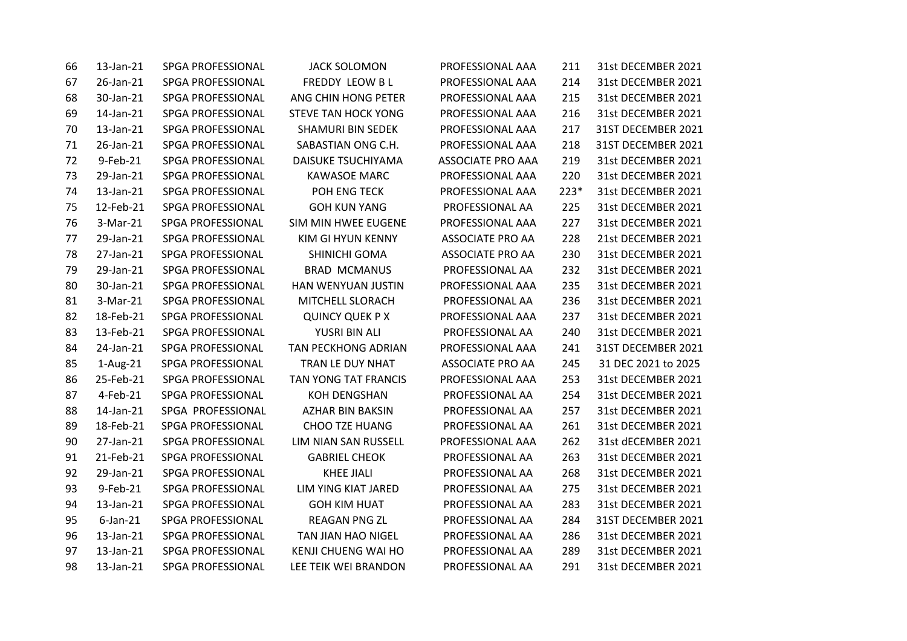| | | | | | | |
|---|---|---|---|---|---|---|
| 66 | 13-Jan-21 | SPGA PROFESSIONAL | JACK SOLOMON | PROFESSIONAL AAA | 211 | 31st DECEMBER 2021 |
| 67 | 26-Jan-21 | SPGA PROFESSIONAL | FREDDY LEOW B L | PROFESSIONAL AAA | 214 | 31st DECEMBER 2021 |
| 68 | 30-Jan-21 | SPGA PROFESSIONAL | ANG CHIN HONG PETER | PROFESSIONAL AAA | 215 | 31st DECEMBER 2021 |
| 69 | 14-Jan-21 | SPGA PROFESSIONAL | STEVE TAN HOCK YONG | PROFESSIONAL AAA | 216 | 31st DECEMBER 2021 |
| 70 | 13-Jan-21 | SPGA PROFESSIONAL | SHAMURI BIN SEDEK | PROFESSIONAL AAA | 217 | 31ST DECEMBER 2021 |
| 71 | 26-Jan-21 | SPGA PROFESSIONAL | SABASTIAN ONG C.H. | PROFESSIONAL AAA | 218 | 31ST DECEMBER 2021 |
| 72 | 9-Feb-21 | SPGA PROFESSIONAL | DAISUKE TSUCHIYAMA | ASSOCIATE PRO AAA | 219 | 31st DECEMBER 2021 |
| 73 | 29-Jan-21 | SPGA PROFESSIONAL | KAWASOE MARC | PROFESSIONAL AAA | 220 | 31st DECEMBER 2021 |
| 74 | 13-Jan-21 | SPGA PROFESSIONAL | POH ENG TECK | PROFESSIONAL AAA | 223* | 31st DECEMBER 2021 |
| 75 | 12-Feb-21 | SPGA PROFESSIONAL | GOH KUN YANG | PROFESSIONAL AA | 225 | 31st DECEMBER 2021 |
| 76 | 3-Mar-21 | SPGA PROFESSIONAL | SIM MIN HWEE EUGENE | PROFESSIONAL AAA | 227 | 31st DECEMBER 2021 |
| 77 | 29-Jan-21 | SPGA PROFESSIONAL | KIM GI HYUN KENNY | ASSOCIATE PRO AA | 228 | 21st DECEMBER 2021 |
| 78 | 27-Jan-21 | SPGA PROFESSIONAL | SHINICHI GOMA | ASSOCIATE PRO AA | 230 | 31st DECEMBER 2021 |
| 79 | 29-Jan-21 | SPGA PROFESSIONAL | BRAD MCMANUS | PROFESSIONAL AA | 232 | 31st DECEMBER 2021 |
| 80 | 30-Jan-21 | SPGA PROFESSIONAL | HAN WENYUAN JUSTIN | PROFESSIONAL AAA | 235 | 31st DECEMBER 2021 |
| 81 | 3-Mar-21 | SPGA PROFESSIONAL | MITCHELL SLORACH | PROFESSIONAL AA | 236 | 31st DECEMBER 2021 |
| 82 | 18-Feb-21 | SPGA PROFESSIONAL | QUINCY QUEK P X | PROFESSIONAL AAA | 237 | 31st DECEMBER 2021 |
| 83 | 13-Feb-21 | SPGA PROFESSIONAL | YUSRI BIN ALI | PROFESSIONAL AA | 240 | 31st DECEMBER 2021 |
| 84 | 24-Jan-21 | SPGA PROFESSIONAL | TAN PECKHONG ADRIAN | PROFESSIONAL AAA | 241 | 31ST DECEMBER 2021 |
| 85 | 1-Aug-21 | SPGA PROFESSIONAL | TRAN LE DUY NHAT | ASSOCIATE PRO AA | 245 | 31 DEC 2021 to 2025 |
| 86 | 25-Feb-21 | SPGA PROFESSIONAL | TAN YONG TAT FRANCIS | PROFESSIONAL AAA | 253 | 31st DECEMBER 2021 |
| 87 | 4-Feb-21 | SPGA PROFESSIONAL | KOH DENGSHAN | PROFESSIONAL AA | 254 | 31st DECEMBER 2021 |
| 88 | 14-Jan-21 | SPGA PROFESSIONAL | AZHAR BIN BAKSIN | PROFESSIONAL AA | 257 | 31st DECEMBER 2021 |
| 89 | 18-Feb-21 | SPGA PROFESSIONAL | CHOO TZE HUANG | PROFESSIONAL AA | 261 | 31st DECEMBER 2021 |
| 90 | 27-Jan-21 | SPGA PROFESSIONAL | LIM NIAN SAN RUSSELL | PROFESSIONAL AAA | 262 | 31st dECEMBER 2021 |
| 91 | 21-Feb-21 | SPGA PROFESSIONAL | GABRIEL CHEOK | PROFESSIONAL AA | 263 | 31st DECEMBER 2021 |
| 92 | 29-Jan-21 | SPGA PROFESSIONAL | KHEE JIALI | PROFESSIONAL AA | 268 | 31st DECEMBER 2021 |
| 93 | 9-Feb-21 | SPGA PROFESSIONAL | LIM YING KIAT JARED | PROFESSIONAL AA | 275 | 31st DECEMBER 2021 |
| 94 | 13-Jan-21 | SPGA PROFESSIONAL | GOH KIM HUAT | PROFESSIONAL AA | 283 | 31st DECEMBER 2021 |
| 95 | 6-Jan-21 | SPGA PROFESSIONAL | REAGAN PNG ZL | PROFESSIONAL AA | 284 | 31ST DECEMBER 2021 |
| 96 | 13-Jan-21 | SPGA PROFESSIONAL | TAN JIAN HAO NIGEL | PROFESSIONAL AA | 286 | 31st DECEMBER 2021 |
| 97 | 13-Jan-21 | SPGA PROFESSIONAL | KENJI CHUENG WAI HO | PROFESSIONAL AA | 289 | 31st DECEMBER 2021 |
| 98 | 13-Jan-21 | SPGA PROFESSIONAL | LEE TEIK WEI BRANDON | PROFESSIONAL AA | 291 | 31st DECEMBER 2021 |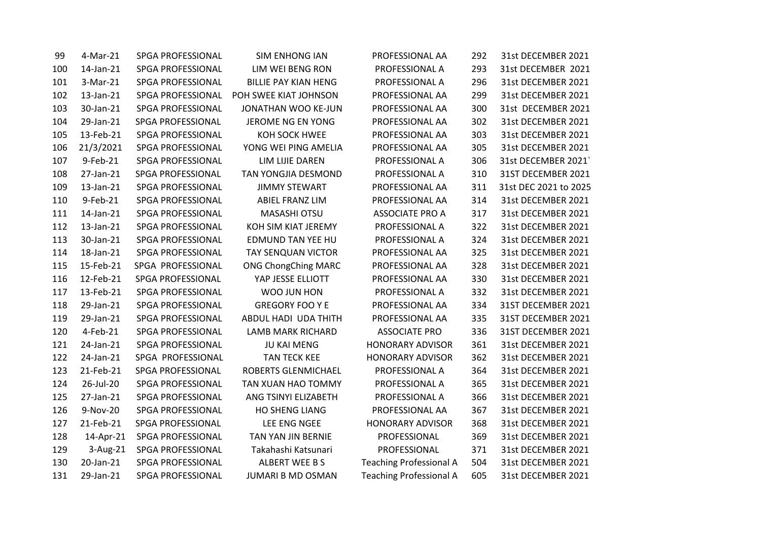| | | | | | | |
|---|---|---|---|---|---|---|
| 99 | 4-Mar-21 | SPGA PROFESSIONAL | SIM ENHONG IAN | PROFESSIONAL AA | 292 | 31st DECEMBER 2021 |
| 100 | 14-Jan-21 | SPGA PROFESSIONAL | LIM WEI BENG RON | PROFESSIONAL A | 293 | 31st DECEMBER 2021 |
| 101 | 3-Mar-21 | SPGA PROFESSIONAL | BILLIE PAY KIAN HENG | PROFESSIONAL A | 296 | 31st DECEMBER 2021 |
| 102 | 13-Jan-21 | SPGA PROFESSIONAL | POH SWEE KIAT JOHNSON | PROFESSIONAL AA | 299 | 31st DECEMBER 2021 |
| 103 | 30-Jan-21 | SPGA PROFESSIONAL | JONATHAN WOO KE-JUN | PROFESSIONAL AA | 300 | 31st DECEMBER 2021 |
| 104 | 29-Jan-21 | SPGA PROFESSIONAL | JEROME NG EN YONG | PROFESSIONAL AA | 302 | 31st DECEMBER 2021 |
| 105 | 13-Feb-21 | SPGA PROFESSIONAL | KOH SOCK HWEE | PROFESSIONAL AA | 303 | 31st DECEMBER 2021 |
| 106 | 21/3/2021 | SPGA PROFESSIONAL | YONG WEI PING AMELIA | PROFESSIONAL AA | 305 | 31st DECEMBER 2021 |
| 107 | 9-Feb-21 | SPGA PROFESSIONAL | LIM LIJIE DAREN | PROFESSIONAL A | 306 | 31st DECEMBER 2021` |
| 108 | 27-Jan-21 | SPGA PROFESSIONAL | TAN YONGJIA DESMOND | PROFESSIONAL A | 310 | 31ST DECEMBER 2021 |
| 109 | 13-Jan-21 | SPGA PROFESSIONAL | JIMMY STEWART | PROFESSIONAL AA | 311 | 31st DEC 2021 to 2025 |
| 110 | 9-Feb-21 | SPGA PROFESSIONAL | ABIEL FRANZ LIM | PROFESSIONAL AA | 314 | 31st DECEMBER 2021 |
| 111 | 14-Jan-21 | SPGA PROFESSIONAL | MASASHI OTSU | ASSOCIATE PRO A | 317 | 31st DECEMBER 2021 |
| 112 | 13-Jan-21 | SPGA PROFESSIONAL | KOH SIM KIAT JEREMY | PROFESSIONAL A | 322 | 31st DECEMBER 2021 |
| 113 | 30-Jan-21 | SPGA PROFESSIONAL | EDMUND TAN YEE HU | PROFESSIONAL A | 324 | 31st DECEMBER 2021 |
| 114 | 18-Jan-21 | SPGA PROFESSIONAL | TAY SENQUAN VICTOR | PROFESSIONAL AA | 325 | 31st DECEMBER 2021 |
| 115 | 15-Feb-21 | SPGA PROFESSIONAL | ONG ChongChing MARC | PROFESSIONAL AA | 328 | 31st DECEMBER 2021 |
| 116 | 12-Feb-21 | SPGA PROFESSIONAL | YAP JESSE ELLIOTT | PROFESSIONAL AA | 330 | 31st DECEMBER 2021 |
| 117 | 13-Feb-21 | SPGA PROFESSIONAL | WOO JUN HON | PROFESSIONAL A | 332 | 31st DECEMBER 2021 |
| 118 | 29-Jan-21 | SPGA PROFESSIONAL | GREGORY FOO Y E | PROFESSIONAL AA | 334 | 31ST DECEMBER 2021 |
| 119 | 29-Jan-21 | SPGA PROFESSIONAL | ABDUL HADI UDA THITH | PROFESSIONAL AA | 335 | 31ST DECEMBER 2021 |
| 120 | 4-Feb-21 | SPGA PROFESSIONAL | LAMB MARK RICHARD | ASSOCIATE PRO | 336 | 31ST DECEMBER 2021 |
| 121 | 24-Jan-21 | SPGA PROFESSIONAL | JU KAI MENG | HONORARY ADVISOR | 361 | 31st DECEMBER 2021 |
| 122 | 24-Jan-21 | SPGA PROFESSIONAL | TAN TECK KEE | HONORARY ADVISOR | 362 | 31st DECEMBER 2021 |
| 123 | 21-Feb-21 | SPGA PROFESSIONAL | ROBERTS GLENMICHAEL | PROFESSIONAL A | 364 | 31st DECEMBER 2021 |
| 124 | 26-Jul-20 | SPGA PROFESSIONAL | TAN XUAN HAO TOMMY | PROFESSIONAL A | 365 | 31st DECEMBER 2021 |
| 125 | 27-Jan-21 | SPGA PROFESSIONAL | ANG TSINYI ELIZABETH | PROFESSIONAL A | 366 | 31st DECEMBER 2021 |
| 126 | 9-Nov-20 | SPGA PROFESSIONAL | HO SHENG LIANG | PROFESSIONAL AA | 367 | 31st DECEMBER 2021 |
| 127 | 21-Feb-21 | SPGA PROFESSIONAL | LEE ENG NGEE | HONORARY ADVISOR | 368 | 31st DECEMBER 2021 |
| 128 | 14-Apr-21 | SPGA PROFESSIONAL | TAN YAN JIN BERNIE | PROFESSIONAL | 369 | 31st DECEMBER 2021 |
| 129 | 3-Aug-21 | SPGA PROFESSIONAL | Takahashi Katsunari | PROFESSIONAL | 371 | 31st DECEMBER 2021 |
| 130 | 20-Jan-21 | SPGA PROFESSIONAL | ALBERT WEE B S | Teaching Professional A | 504 | 31st DECEMBER 2021 |
| 131 | 29-Jan-21 | SPGA PROFESSIONAL | JUMARI B MD OSMAN | Teaching Professional A | 605 | 31st DECEMBER 2021 |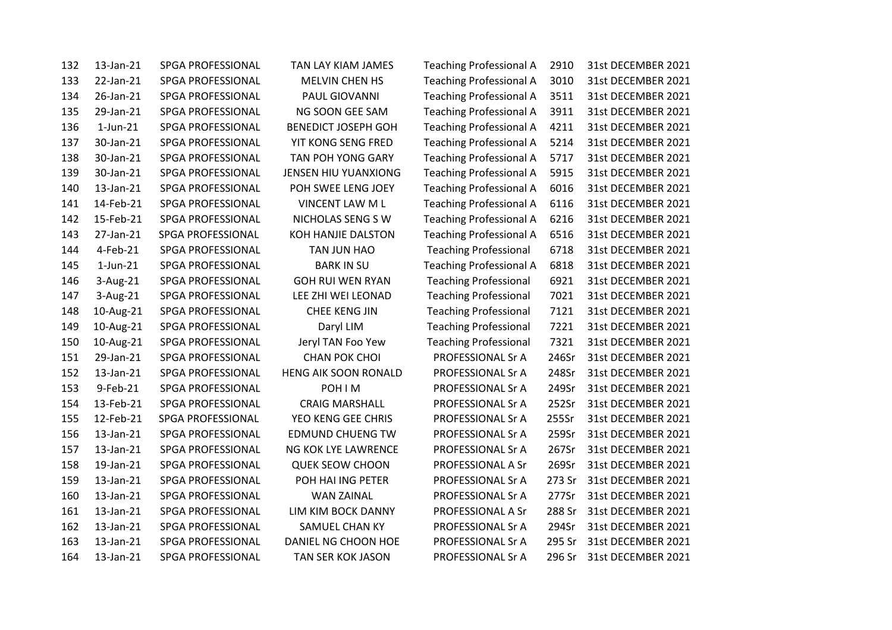| | | | | | | |
|---|---|---|---|---|---|---|
| 132 | 13-Jan-21 | SPGA PROFESSIONAL | TAN LAY KIAM JAMES | Teaching Professional A | 2910 | 31st DECEMBER 2021 |
| 133 | 22-Jan-21 | SPGA PROFESSIONAL | MELVIN CHEN HS | Teaching Professional A | 3010 | 31st DECEMBER 2021 |
| 134 | 26-Jan-21 | SPGA PROFESSIONAL | PAUL GIOVANNI | Teaching Professional A | 3511 | 31st DECEMBER 2021 |
| 135 | 29-Jan-21 | SPGA PROFESSIONAL | NG SOON GEE SAM | Teaching Professional A | 3911 | 31st DECEMBER 2021 |
| 136 | 1-Jun-21 | SPGA PROFESSIONAL | BENEDICT JOSEPH GOH | Teaching Professional A | 4211 | 31st DECEMBER 2021 |
| 137 | 30-Jan-21 | SPGA PROFESSIONAL | YIT KONG SENG FRED | Teaching Professional A | 5214 | 31st DECEMBER 2021 |
| 138 | 30-Jan-21 | SPGA PROFESSIONAL | TAN POH YONG GARY | Teaching Professional A | 5717 | 31st DECEMBER 2021 |
| 139 | 30-Jan-21 | SPGA PROFESSIONAL | JENSEN HIU YUANXIONG | Teaching Professional A | 5915 | 31st DECEMBER 2021 |
| 140 | 13-Jan-21 | SPGA PROFESSIONAL | POH SWEE LENG JOEY | Teaching Professional A | 6016 | 31st DECEMBER 2021 |
| 141 | 14-Feb-21 | SPGA PROFESSIONAL | VINCENT LAW M L | Teaching Professional A | 6116 | 31st DECEMBER 2021 |
| 142 | 15-Feb-21 | SPGA PROFESSIONAL | NICHOLAS SENG S W | Teaching Professional A | 6216 | 31st DECEMBER 2021 |
| 143 | 27-Jan-21 | SPGA PROFESSIONAL | KOH HANJIE DALSTON | Teaching Professional A | 6516 | 31st DECEMBER 2021 |
| 144 | 4-Feb-21 | SPGA PROFESSIONAL | TAN JUN HAO | Teaching Professional | 6718 | 31st DECEMBER 2021 |
| 145 | 1-Jun-21 | SPGA PROFESSIONAL | BARK IN SU | Teaching Professional A | 6818 | 31st DECEMBER 2021 |
| 146 | 3-Aug-21 | SPGA PROFESSIONAL | GOH RUI WEN RYAN | Teaching Professional | 6921 | 31st DECEMBER 2021 |
| 147 | 3-Aug-21 | SPGA PROFESSIONAL | LEE ZHI WEI LEONAD | Teaching Professional | 7021 | 31st DECEMBER 2021 |
| 148 | 10-Aug-21 | SPGA PROFESSIONAL | CHEE KENG JIN | Teaching Professional | 7121 | 31st DECEMBER 2021 |
| 149 | 10-Aug-21 | SPGA PROFESSIONAL | Daryl LIM | Teaching Professional | 7221 | 31st DECEMBER 2021 |
| 150 | 10-Aug-21 | SPGA PROFESSIONAL | Jeryl TAN Foo Yew | Teaching Professional | 7321 | 31st DECEMBER 2021 |
| 151 | 29-Jan-21 | SPGA PROFESSIONAL | CHAN POK CHOI | PROFESSIONAL Sr A | 246Sr | 31st DECEMBER 2021 |
| 152 | 13-Jan-21 | SPGA PROFESSIONAL | HENG AIK SOON RONALD | PROFESSIONAL Sr A | 248Sr | 31st DECEMBER 2021 |
| 153 | 9-Feb-21 | SPGA PROFESSIONAL | POH I M | PROFESSIONAL Sr A | 249Sr | 31st DECEMBER 2021 |
| 154 | 13-Feb-21 | SPGA PROFESSIONAL | CRAIG MARSHALL | PROFESSIONAL Sr A | 252Sr | 31st DECEMBER 2021 |
| 155 | 12-Feb-21 | SPGA PROFESSIONAL | YEO KENG GEE CHRIS | PROFESSIONAL Sr A | 255Sr | 31st DECEMBER 2021 |
| 156 | 13-Jan-21 | SPGA PROFESSIONAL | EDMUND CHUENG TW | PROFESSIONAL Sr A | 259Sr | 31st DECEMBER 2021 |
| 157 | 13-Jan-21 | SPGA PROFESSIONAL | NG KOK LYE LAWRENCE | PROFESSIONAL Sr A | 267Sr | 31st DECEMBER 2021 |
| 158 | 19-Jan-21 | SPGA PROFESSIONAL | QUEK SEOW CHOON | PROFESSIONAL A Sr | 269Sr | 31st DECEMBER 2021 |
| 159 | 13-Jan-21 | SPGA PROFESSIONAL | POH HAI ING PETER | PROFESSIONAL Sr A | 273 Sr | 31st DECEMBER 2021 |
| 160 | 13-Jan-21 | SPGA PROFESSIONAL | WAN ZAINAL | PROFESSIONAL Sr A | 277Sr | 31st DECEMBER 2021 |
| 161 | 13-Jan-21 | SPGA PROFESSIONAL | LIM KIM BOCK DANNY | PROFESSIONAL A Sr | 288 Sr | 31st DECEMBER 2021 |
| 162 | 13-Jan-21 | SPGA PROFESSIONAL | SAMUEL CHAN KY | PROFESSIONAL Sr A | 294Sr | 31st DECEMBER 2021 |
| 163 | 13-Jan-21 | SPGA PROFESSIONAL | DANIEL NG CHOON HOE | PROFESSIONAL Sr A | 295 Sr | 31st DECEMBER 2021 |
| 164 | 13-Jan-21 | SPGA PROFESSIONAL | TAN SER KOK JASON | PROFESSIONAL Sr A | 296 Sr | 31st DECEMBER 2021 |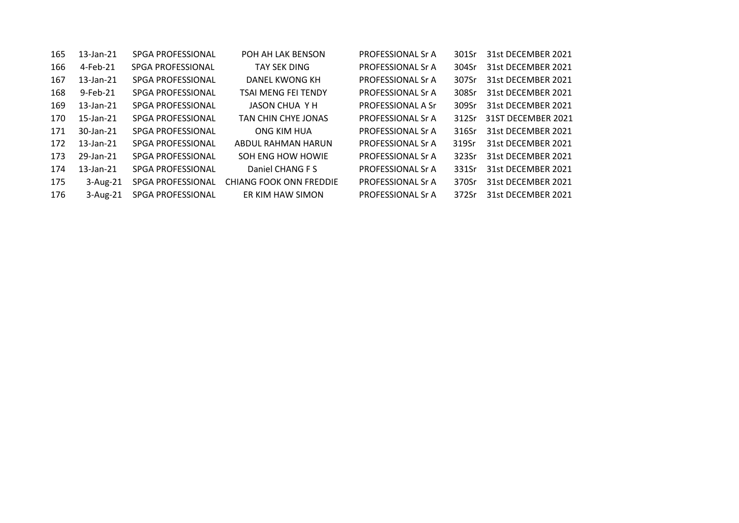| | | | | | | |
|---|---|---|---|---|---|---|
| 165 | 13-Jan-21 | SPGA PROFESSIONAL | POH AH LAK BENSON | PROFESSIONAL Sr A | 301Sr | 31st DECEMBER 2021 |
| 166 | 4-Feb-21 | SPGA PROFESSIONAL | TAY SEK DING | PROFESSIONAL Sr A | 304Sr | 31st DECEMBER 2021 |
| 167 | 13-Jan-21 | SPGA PROFESSIONAL | DANEL KWONG KH | PROFESSIONAL Sr A | 307Sr | 31st DECEMBER 2021 |
| 168 | 9-Feb-21 | SPGA PROFESSIONAL | TSAI MENG FEI TENDY | PROFESSIONAL Sr A | 308Sr | 31st DECEMBER 2021 |
| 169 | 13-Jan-21 | SPGA PROFESSIONAL | JASON CHUA Y H | PROFESSIONAL A Sr | 309Sr | 31st DECEMBER 2021 |
| 170 | 15-Jan-21 | SPGA PROFESSIONAL | TAN CHIN CHYE JONAS | PROFESSIONAL Sr A | 312Sr | 31ST DECEMBER 2021 |
| 171 | 30-Jan-21 | SPGA PROFESSIONAL | ONG KIM HUA | PROFESSIONAL Sr A | 316Sr | 31st DECEMBER 2021 |
| 172 | 13-Jan-21 | SPGA PROFESSIONAL | ABDUL RAHMAN HARUN | PROFESSIONAL Sr A | 319Sr | 31st DECEMBER 2021 |
| 173 | 29-Jan-21 | SPGA PROFESSIONAL | SOH ENG HOW HOWIE | PROFESSIONAL Sr A | 323Sr | 31st DECEMBER 2021 |
| 174 | 13-Jan-21 | SPGA PROFESSIONAL | Daniel CHANG F S | PROFESSIONAL Sr A | 331Sr | 31st DECEMBER 2021 |
| 175 | 3-Aug-21 | SPGA PROFESSIONAL | CHIANG FOOK ONN FREDDIE | PROFESSIONAL Sr A | 370Sr | 31st DECEMBER 2021 |
| 176 | 3-Aug-21 | SPGA PROFESSIONAL | ER KIM HAW SIMON | PROFESSIONAL Sr A | 372Sr | 31st DECEMBER 2021 |